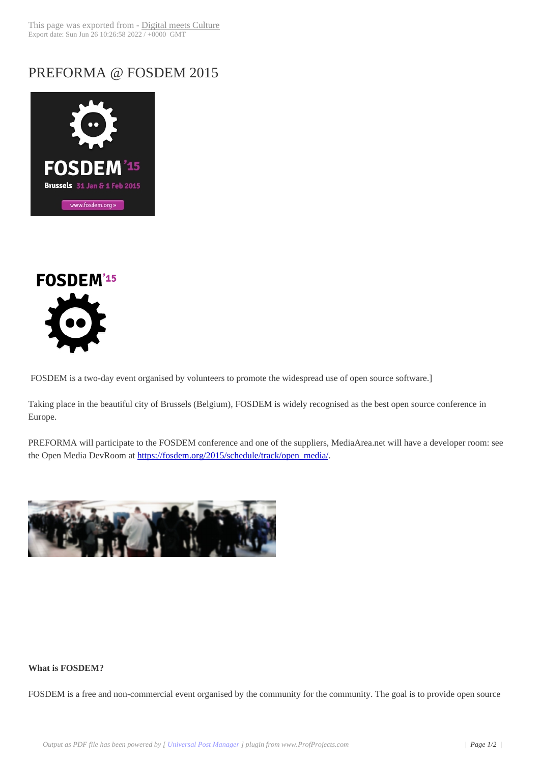# PREFORMA @ FOSDEM 2015

FOSDEM is a two-day event organised by volunteers to promote the widespread use of open source software.]

Taking place in the beautiful city of Brussels (Belgium), FOSDEM is widely recognised as the best open source conference in Europe.

PREFORMA will participate to the FOSDEM conference and one of the suppliers, MediaArea.net will have a developer room: see the Open Media DevRoom at https://fosdem.org/2015/schedule/track/open_media/.

**What is FOSDEM?**

FOSDEM is a free and non-commercial event organised by the community for the community. The goal is to provide open source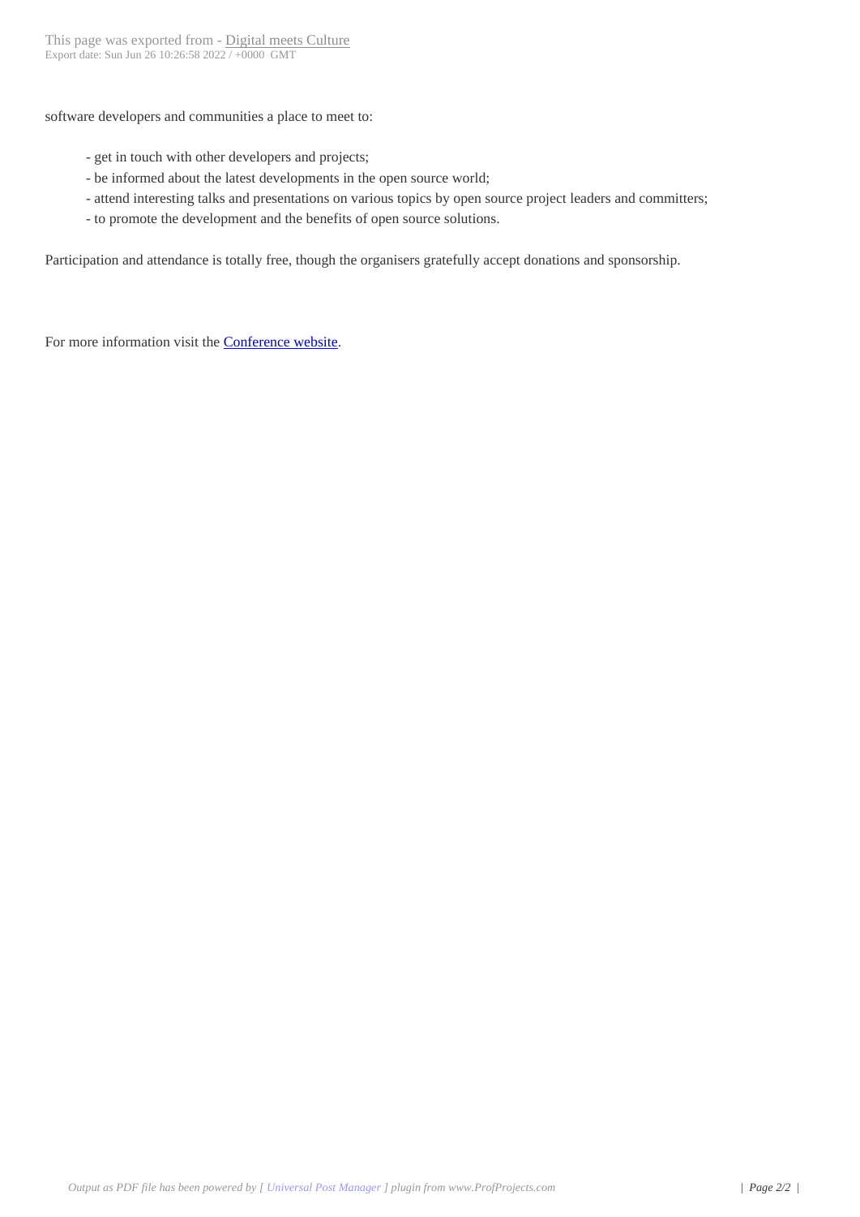software developers and communities a place to meet to:

- get in touch with other developers and projects;
- be informed about the latest developments in the open source world;
- attend interesting talks and presentations on various topics by open source project leaders and committers;
- to promote the development and the benefits of open source solutions.

Participation and attendance is totally free, though the organisers gratefully accept donations and sponsorship.

For more information visit the Conference website.